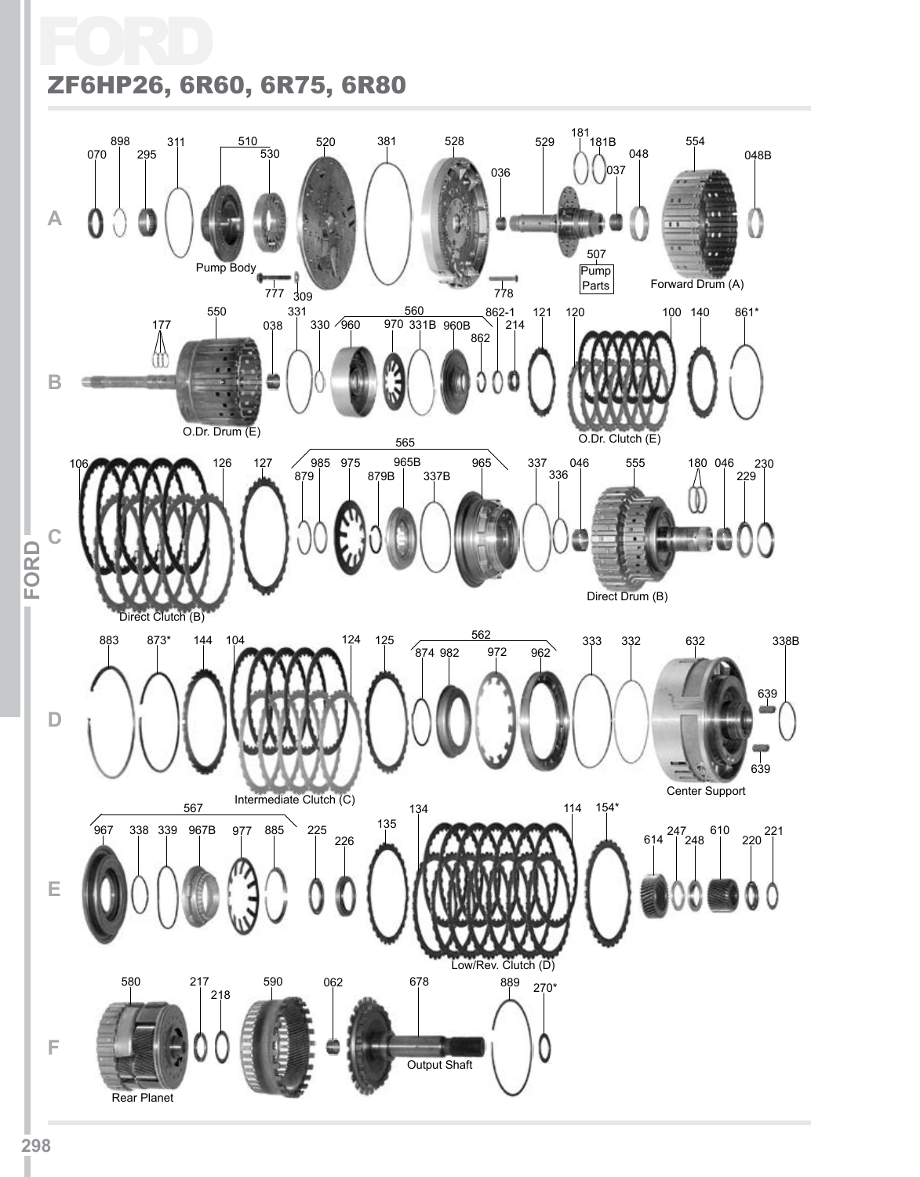# FORD

## ZF6HP26, 6R60, 6R75, 6R80

**A**

070, 898, 295, 311, 510, 530, 520, 381, 528, 036, 529, 181, 181B, 037, 048, 554, 048B

Pump Body, 777, 309, 778, 507 Pump Parts, Forward Drum (A)

**B**

177, 550, 038, 331, 330, 560, 960, 970, 331B, 960B, 862-1, 862, 214, 121, 120, 100, 140, 861*

O.Dr. Drum (E), O.Dr. Clutch (E)

**C**

106, 126, 127, 565, 879, 985, 975, 879B, 965B, 337B, 965, 337, 336, 046, 555, 180, 046, 229, 230

Direct Clutch (B), Direct Drum (B)

**D**

883, 873*, 144, 104, 124, 125, 562, 874, 982, 972, 962, 333, 332, 632, 639, 639, 338B

Intermediate Clutch (C), Center Support

**E**

567, 967, 338, 339, 967B, 977, 885, 225, 226, 135, 134, 114, 154*, 614, 247, 248, 610, 220, 221

Low/Rev. Clutch (D)

**F**

580, 217, 218, 590, 062, 678, 889, 270*

Rear Planet, Output Shaft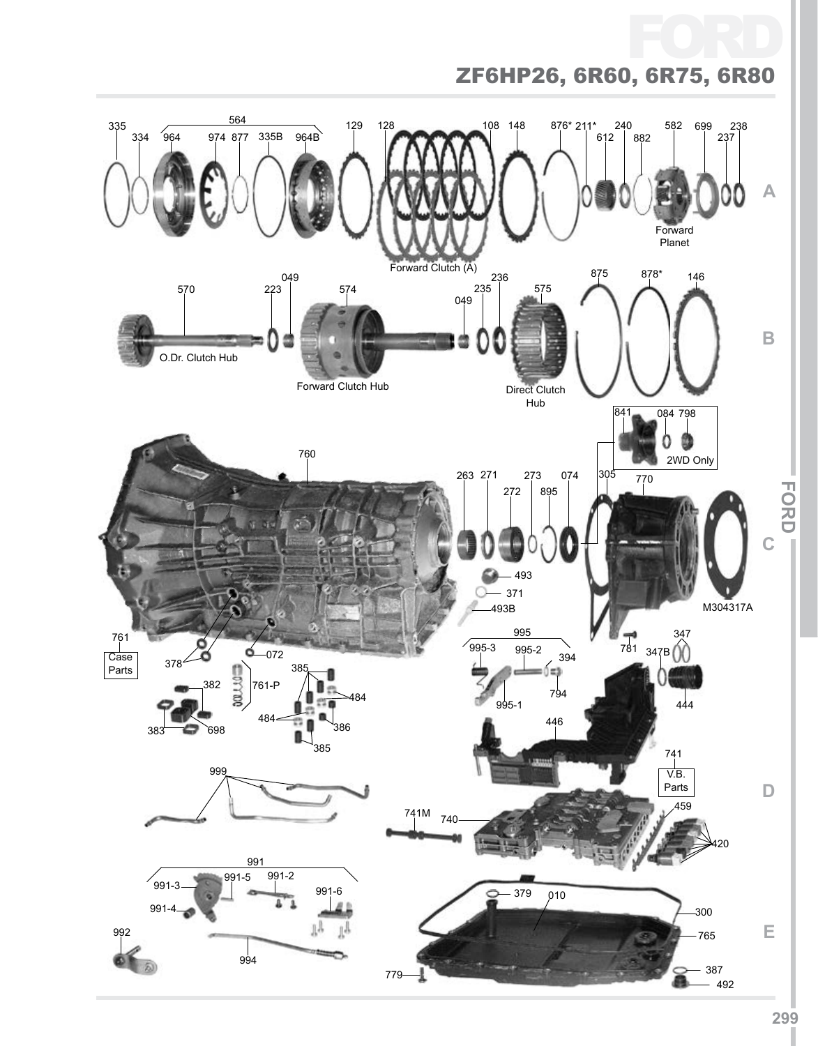# FORD

## ZF6HP26, 6R60, 6R75, 6R80

335 334 564 964 974 877 335B 964B 129 128 108 148 876* 211* 612 240 882 582 699 237 238

Forward Planet

Forward Clutch (A)

570 223 049 574 049 235 236 575 875 878* 146

O.Dr. Clutch Hub

Forward Clutch Hub

Direct Clutch Hub

841 084 798

2WD Only

760

263 271 272 273 895 074 305 770

493

371

493B

M304317A

761

Case Parts

378

072

995 995-3 995-2 394 794 995-1

781 347 347B

444

382 761-P 385 484 484 386 385 383 698

446

741

V.B. Parts

999

741M 740 459 420

991 991-3 991-5 991-2 991-6 991-4

992

994

379 010 300 765 387 492

779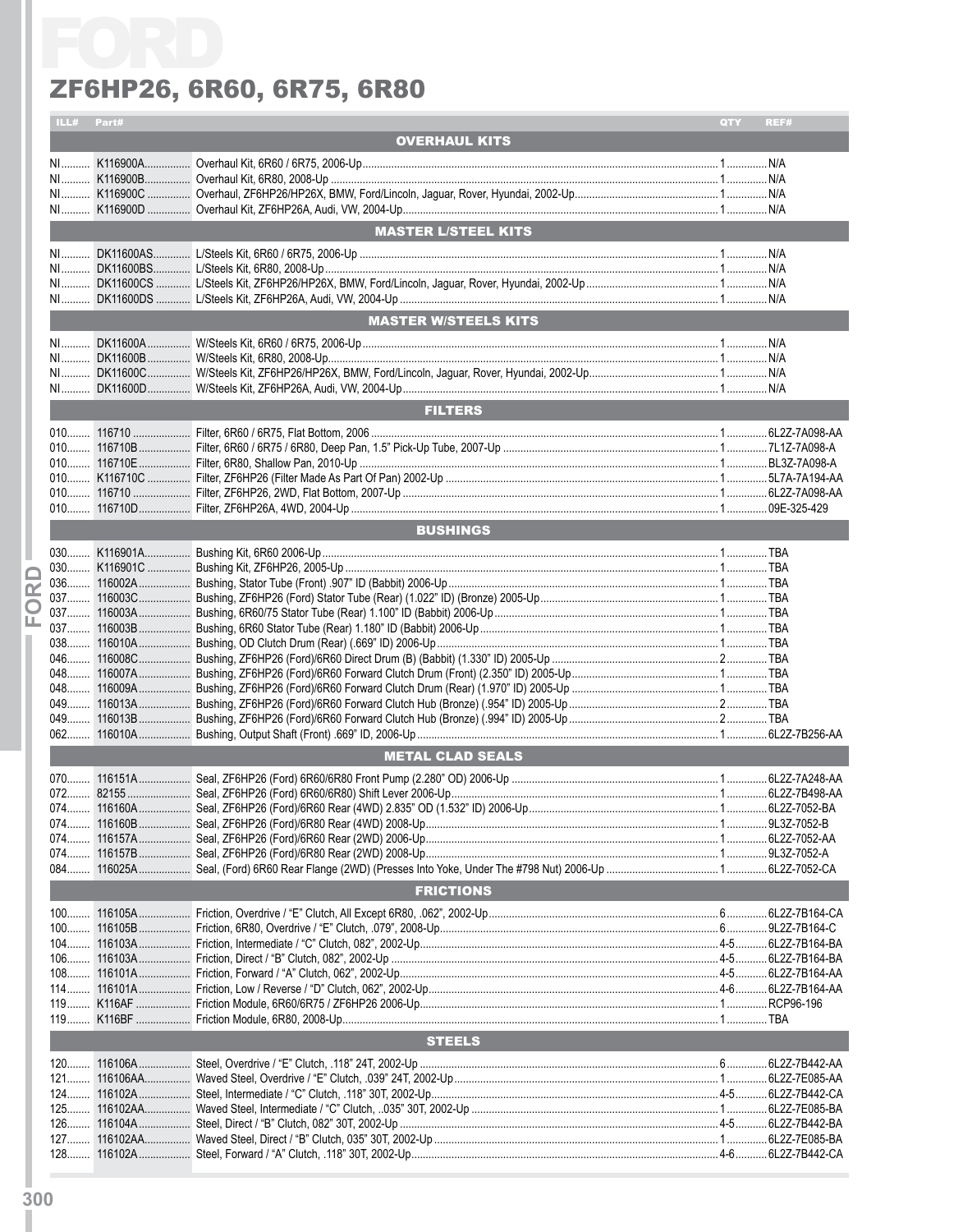# ZF6HP26, 6R60, 6R75, 6R80

| ILL# | Part# | | QTY | REF# |
|---|---|---|---|---|
| | | **OVERHAUL KITS** | | |
| NI | K116900A | Overhaul Kit, 6R60 / 6R75, 2006-Up | 1 | N/A |
| NI | K116900B | Overhaul Kit, 6R80, 2008-Up | 1 | N/A |
| NI | K116900C | Overhaul, ZF6HP26/HP26X, BMW, Ford/Lincoln, Jaguar, Rover, Hyundai, 2002-Up | 1 | N/A |
| NI | K116900D | Overhaul Kit, ZF6HP26A, Audi, VW, 2004-Up | 1 | N/A |
| | | **MASTER L/STEEL KITS** | | |
| NI | DK11600AS | L/Steels Kit, 6R60 / 6R75, 2006-Up | 1 | N/A |
| NI | DK11600BS | L/Steels Kit, 6R80, 2008-Up | 1 | N/A |
| NI | DK11600CS | L/Steels Kit, ZF6HP26/HP26X, BMW, Ford/Lincoln, Jaguar, Rover, Hyundai, 2002-Up | 1 | N/A |
| NI | DK11600DS | L/Steels Kit, ZF6HP26A, Audi, VW, 2004-Up | 1 | N/A |
| | | **MASTER W/STEELS KITS** | | |
| NI | DK11600A | W/Steels Kit, 6R60 / 6R75, 2006-Up | 1 | N/A |
| NI | DK11600B | W/Steels Kit, 6R80, 2008-Up | 1 | N/A |
| NI | DK11600C | W/Steels Kit, ZF6HP26/HP26X, BMW, Ford/Lincoln, Jaguar, Rover, Hyundai, 2002-Up | 1 | N/A |
| NI | DK11600D | W/Steels Kit, ZF6HP26A, Audi, VW, 2004-Up | 1 | N/A |
| | | **FILTERS** | | |
| 010 | 116710 | Filter, 6R60 / 6R75, Flat Bottom, 2006 | 1 | 6L2Z-7A098-AA |
| 010 | 116710B | Filter, 6R60 / 6R75 / 6R80, Deep Pan, 1.5" Pick-Up Tube, 2007-Up | 1 | 7L1Z-7A098-A |
| 010 | 116710E | Filter, 6R80, Shallow Pan, 2010-Up | 1 | BL3Z-7A098-A |
| 010 | K116710C | Filter, ZF6HP26 (Filter Made As Part Of Pan) 2002-Up | 1 | 5L7A-7A194-AA |
| 010 | 116710 | Filter, ZF6HP26, 2WD, Flat Bottom, 2007-Up | 1 | 6L2Z-7A098-AA |
| 010 | 116710D | Filter, ZF6HP26A, 4WD, 2004-Up | 1 | 09E-325-429 |
| | | **BUSHINGS** | | |
| 030 | K116901A | Bushing Kit, 6R60 2006-Up | 1 | TBA |
| 030 | K116901C | Bushing Kit, ZF6HP26, 2005-Up | 1 | TBA |
| 036 | 116002A | Bushing, Stator Tube (Front) .907" ID (Babbit) 2006-Up | 1 | TBA |
| 037 | 116003C | Bushing, ZF6HP26 (Ford) Stator Tube (Rear) (1.022" ID) (Bronze) 2005-Up | 1 | TBA |
| 037 | 116003A | Bushing, 6R60/75 Stator Tube (Rear) 1.100" ID (Babbit) 2006-Up | 1 | TBA |
| 037 | 116003B | Bushing, 6R60 Stator Tube (Rear) 1.180" ID (Babbit) 2006-Up | 1 | TBA |
| 038 | 116010A | Bushing, OD Clutch Drum (Rear) (.669" ID) 2006-Up | 1 | TBA |
| 046 | 116008C | Bushing, ZF6HP26 (Ford)/6R60 Direct Drum (B) (Babbit) (1.330" ID) 2005-Up | 2 | TBA |
| 048 | 116007A | Bushing, ZF6HP26 (Ford)/6R60 Forward Clutch Drum (Front) (2.350" ID) 2005-Up | 1 | TBA |
| 048 | 116009A | Bushing, ZF6HP26 (Ford)/6R60 Forward Clutch Drum (Rear) (1.970" ID) 2005-Up | 1 | TBA |
| 049 | 116013A | Bushing, ZF6HP26 (Ford)/6R60 Forward Clutch Hub (Bronze) (.954" ID) 2005-Up | 2 | TBA |
| 049 | 116013B | Bushing, ZF6HP26 (Ford)/6R60 Forward Clutch Hub (Bronze) (.994" ID) 2005-Up | 2 | TBA |
| 062 | 116010A | Bushing, Output Shaft (Front) .669" ID, 2006-Up | 1 | 6L2Z-7B256-AA |
| | | **METAL CLAD SEALS** | | |
| 070 | 116151A | Seal, ZF6HP26 (Ford) 6R60/6R80 Front Pump (2.280" OD) 2006-Up | 1 | 6L2Z-7A248-AA |
| 072 | 82155 | Seal, ZF6HP26 (Ford) 6R60/6R80) Shift Lever 2006-Up | 1 | 6L2Z-7B498-AA |
| 074 | 116160A | Seal, ZF6HP26 (Ford)/6R60 Rear (4WD) 2.835" OD (1.532" ID) 2006-Up | 1 | 6L2Z-7052-BA |
| 074 | 116160B | Seal, ZF6HP26 (Ford)/6R80 Rear (4WD) 2008-Up | 1 | 9L3Z-7052-B |
| 074 | 116157A | Seal, ZF6HP26 (Ford)/6R60 Rear (2WD) 2006-Up | 1 | 6L2Z-7052-AA |
| 074 | 116157B | Seal, ZF6HP26 (Ford)/6R80 Rear (2WD) 2008-Up | 1 | 9L3Z-7052-A |
| 084 | 116025A | Seal, (Ford) 6R60 Rear Flange (2WD) (Presses Into Yoke, Under The #798 Nut) 2006-Up | 1 | 6L2Z-7052-CA |
| | | **FRICTIONS** | | |
| 100 | 116105A | Friction, Overdrive / "E" Clutch, All Except 6R80, .062", 2002-Up | 6 | 6L2Z-7B164-CA |
| 100 | 116105B | Friction, 6R80, Overdrive / "E" Clutch, .079", 2008-Up | 6 | 9L2Z-7B164-C |
| 104 | 116103A | Friction, Intermediate / "C" Clutch, 082", 2002-Up | 4-5 | 6L2Z-7B164-BA |
| 106 | 116103A | Friction, Direct / "B" Clutch, 082", 2002-Up | 4-5 | 6L2Z-7B164-BA |
| 108 | 116101A | Friction, Forward / "A" Clutch, 062", 2002-Up | 4-5 | 6L2Z-7B164-AA |
| 114 | 116101A | Friction, Low / Reverse / "D" Clutch, 062", 2002-Up | 4-6 | 6L2Z-7B164-AA |
| 119 | K116AF | Friction Module, 6R60/6R75 / ZF6HP26 2006-Up | 1 | RCP96-196 |
| 119 | K116BF | Friction Module, 6R80, 2008-Up | 1 | TBA |
| | | **STEELS** | | |
| 120 | 116106A | Steel, Overdrive / "E" Clutch, .118" 24T, 2002-Up | 6 | 6L2Z-7B442-AA |
| 121 | 116106AA | Waved Steel, Overdrive / "E" Clutch, .039" 24T, 2002-Up | 1 | 6L2Z-7E085-AA |
| 124 | 116102A | Steel, Intermediate / "C" Clutch, .118" 30T, 2002-Up | 4-5 | 6L2Z-7B442-CA |
| 125 | 116102AA | Waved Steel, Intermediate / "C" Clutch, ..035" 30T, 2002-Up | 1 | 6L2Z-7E085-BA |
| 126 | 116104A | Steel, Direct / "B" Clutch, 082" 30T, 2002-Up | 4-5 | 6L2Z-7B442-BA |
| 127 | 116102AA | Waved Steel, Direct / "B" Clutch, 035" 30T, 2002-Up | 1 | 6L2Z-7E085-BA |
| 128 | 116102A | Steel, Forward / "A" Clutch, .118" 30T, 2002-Up | 4-6 | 6L2Z-7B442-CA |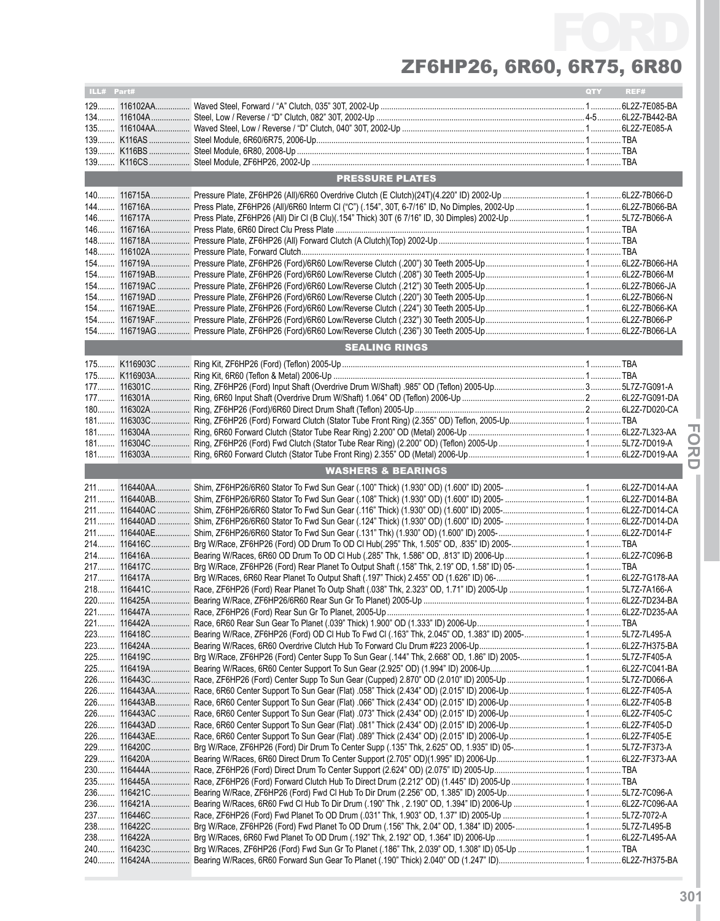# ZF6HP26, 6R60, 6R75, 6R80

| ILL# | Part# | | QTY | REF# |
|---|---|---|---|---|
| 129 | 116102AA | Waved Steel, Forward / "A" Clutch, 035" 30T, 2002-Up | 1 | 6L2Z-7E085-BA |
| 134 | 116104A | Steel, Low / Reverse / "D" Clutch, 082" 30T, 2002-Up | 4-5 | 6L2Z-7B442-BA |
| 135 | 116104AA | Waved Steel, Low / Reverse / "D" Clutch, 040" 30T, 2002-Up | 1 | 6L2Z-7E085-A |
| 139 | K116AS | Steel Module, 6R60/6R75, 2006-Up | 1 | TBA |
| 139 | K116BS | Steel Module, 6R80, 2008-Up | 1 | TBA |
| 139 | K116CS | Steel Module, ZF6HP26, 2002-Up | 1 | TBA |
| | | **PRESSURE PLATES** | | |
| 140 | 116715A | Pressure Plate, ZF6HP26 (All)/6R60 Overdrive Clutch (E Clutch)(24T)(4.220" ID) 2002-Up | 1 | 6L2Z-7B066-D |
| 144 | 116716A | Press Plate, ZF6HP26 (All)/6R60 Interm Cl ("C") (.154", 30T, 6-7/16" ID, No Dimples, 2002-Up | 1 | 6L2Z-7B066-BA |
| 146 | 116717A | Press Plate, ZF6HP26 (All) Dir Cl (B Clu)(.154" Thick) 30T (6 7/16" ID, 30 Dimples) 2002-Up | 1 | 5L7Z-7B066-A |
| 146 | 116716A | Press Plate, 6R60 Direct Clu Press Plate | 1 | TBA |
| 148 | 116718A | Pressure Plate, ZF6HP26 (All) Forward Clutch (A Clutch)(Top) 2002-Up | 1 | TBA |
| 148 | 116102A | Pressure Plate, Forward Clutch | 1 | TBA |
| 154 | 116719A | Pressure Plate, ZF6HP26 (Ford)/6R60 Low/Reverse Clutch (.200") 30 Teeth 2005-Up | 1 | 6L2Z-7B066-HA |
| 154 | 116719AB | Pressure Plate, ZF6HP26 (Ford)/6R60 Low/Reverse Clutch (.208") 30 Teeth 2005-Up | 1 | 6L2Z-7B066-M |
| 154 | 116719AC | Pressure Plate, ZF6HP26 (Ford)/6R60 Low/Reverse Clutch (.212") 30 Teeth 2005-Up | 1 | 6L2Z-7B066-JA |
| 154 | 116719AD | Pressure Plate, ZF6HP26 (Ford)/6R60 Low/Reverse Clutch (.220") 30 Teeth 2005-Up | 1 | 6L2Z-7B066-N |
| 154 | 116719AE | Pressure Plate, ZF6HP26 (Ford)/6R60 Low/Reverse Clutch (.224") 30 Teeth 2005-Up | 1 | 6L2Z-7B066-KA |
| 154 | 116719AF | Pressure Plate, ZF6HP26 (Ford)/6R60 Low/Reverse Clutch (.232") 30 Teeth 2005-Up | 1 | 6L2Z-7B066-P |
| 154 | 116719AG | Pressure Plate, ZF6HP26 (Ford)/6R60 Low/Reverse Clutch (.236") 30 Teeth 2005-Up | 1 | 6L2Z-7B066-LA |
| | | **SEALING RINGS** | | |
| 175 | K116903C | Ring Kit, ZF6HP26 (Ford) (Teflon) 2005-Up | 1 | TBA |
| 175 | K116903A | Ring Kit, 6R60 (Teflon & Metal) 2006-Up | 1 | TBA |
| 177 | 116301C | Ring, ZF6HP26 (Ford) Input Shaft (Overdrive Drum W/Shaft) .985" OD (Teflon) 2005-Up | 3 | 5L7Z-7G091-A |
| 177 | 116301A | Ring, 6R60 Input Shaft (Overdrive Drum W/Shaft) 1.064" OD (Teflon) 2006-Up | 2 | 6L2Z-7G091-DA |
| 180 | 116302A | Ring, ZF6HP26 (Ford)/6R60 Direct Drum Shaft (Teflon) 2005-Up | 2 | 6L2Z-7D020-CA |
| 181 | 116303C | Ring, ZF6HP26 (Ford) Forward Clutch (Stator Tube Front Ring) (2.355" OD) Teflon, 2005-Up | 1 | TBA |
| 181 | 116304A | Ring, 6R60 Forward Clutch (Stator Tube Rear Ring) 2.200" OD (Metal) 2006-Up | 1 | 6L2Z-7L323-AA |
| 181 | 116304C | Ring, ZF6HP26 (Ford) Fwd Clutch (Stator Tube Rear Ring) (2.200" OD) (Teflon) 2005-Up | 1 | 5L7Z-7D019-A |
| 181 | 116303A | Ring, 6R60 Forward Clutch (Stator Tube Front Ring) 2.355" OD (Metal) 2006-Up | 1 | 6L2Z-7D019-AA |
| | | **WASHERS & BEARINGS** | | |
| 211 | 116440AA | Shim, ZF6HP26/6R60 Stator To Fwd Sun Gear (.100" Thick) (1.930" OD) (1.600" ID) 2005- | 1 | 6L2Z-7D014-AA |
| 211 | 116440AB | Shim, ZF6HP26/6R60 Stator To Fwd Sun Gear (.108" Thick) (1.930" OD) (1.600" ID) 2005- | 1 | 6L2Z-7D014-BA |
| 211 | 116440AC | Shim, ZF6HP26/6R60 Stator To Fwd Sun Gear (.116" Thick) (1.930" OD) (1.600" ID) 2005- | 1 | 6L2Z-7D014-CA |
| 211 | 116440AD | Shim, ZF6HP26/6R60 Stator To Fwd Sun Gear (.124" Thick) (1.930" OD) (1.600" ID) 2005- | 1 | 6L2Z-7D014-DA |
| 211 | 116440AE | Shim, ZF6HP26/6R60 Stator To Fwd Sun Gear (.131" Thk) (1.930" OD) (1.600" ID) 2005- | 1 | 6L2Z-7D014-F |
| 214 | 116416C | Brg W/Race, ZF6HP26 (Ford) OD Drum To OD Cl Hub(.295" Thk, 1.505" OD, .835" ID) 2005- | 1 | TBA |
| 214 | 116416A | Bearing W/Race, 6R60 OD Drum To OD Cl Hub (.285" Thk, 1.586" OD, .813" ID) 2006-Up | 1 | 6L2Z-7C096-B |
| 217 | 116417C | Brg W/Race, ZF6HP26 (Ford) Rear Planet To Output Shaft (.158" Thk, 2.19" OD, 1.58" ID) 05- | 1 | TBA |
| 217 | 116417A | Brg W/Races, 6R60 Rear Planet To Output Shaft (.197" Thick) 2.455" OD (1.626" ID) 06- | 1 | 6L2Z-7G178-AA |
| 218 | 116441C | Race, ZF6HP26 (Ford) Rear Planet To Outp Shaft (.038" Thk, 2.323" OD, 1.71" ID) 2005-Up | 1 | 5L7Z-7A166-A |
| 220 | 116425A | Bearing W/Race, ZF6HP26/6R60 Rear Sun Gr To Planet) 2005-Up | 1 | 6L2Z-7D234-BA |
| 221 | 116447A | Race, ZF6HP26 (Ford) Rear Sun Gr To Planet, 2005-Up | 1 | 6L2Z-7D235-AA |
| 221 | 116442A | Race, 6R60 Rear Sun Gear To Planet (.039" Thick) 1.900" OD (1.333" ID) 2006-Up | 1 | TBA |
| 223 | 116418C | Bearing W/Race, ZF6HP26 (Ford) OD Cl Hub To Fwd Cl (.163" Thk, 2.045" OD, 1.383" ID) 2005- | 1 | 5L7Z-7L495-A |
| 223 | 116424A | Bearing W/Races, 6R60 Overdrive Clutch Hub To Forward Clu Drum #223 2006-Up | 1 | 6L2Z-7H375-BA |
| 225 | 116419C | Brg W/Race, ZF6HP26 (Ford) Center Supp To Sun Gear (.144" Thk, 2.668" OD, 1.86" ID) 2005- | 1 | 5L7Z-7F405-A |
| 225 | 116419A | Bearing W/Races, 6R60 Center Support To Sun Gear (2.925" OD) (1.994" ID) 2006-Up | 1 | 6L2Z-7C041-BA |
| 226 | 116443C | Race, ZF6HP26 (Ford) Center Supp To Sun Gear (Cupped) 2.870" OD (2.010" ID) 2005-Up | 1 | 5L7Z-7D066-A |
| 226 | 116443AA | Race, 6R60 Center Support To Sun Gear (Flat) .058" Thick (2.434" OD) (2.015" ID) 2006-Up | 1 | 6L2Z-7F405-A |
| 226 | 116443AB | Race, 6R60 Center Support To Sun Gear (Flat) .066" Thick (2.434" OD) (2.015" ID) 2006-Up | 1 | 6L2Z-7F405-B |
| 226 | 116443AC | Race, 6R60 Center Support To Sun Gear (Flat) .073" Thick (2.434" OD) (2.015" ID) 2006-Up | 1 | 6L2Z-7F405-C |
| 226 | 116443AD | Race, 6R60 Center Support To Sun Gear (Flat) .081" Thick (2.434" OD) (2.015" ID) 2006-Up | 1 | 6L2Z-7F405-D |
| 226 | 116443AE | Race, 6R60 Center Support To Sun Gear (Flat) .089" Thick (2.434" OD) (2.015" ID) 2006-Up | 1 | 6L2Z-7F405-E |
| 229 | 116420C | Brg W/Race, ZF6HP26 (Ford) Dir Drum To Center Supp (.135" Thk, 2.625" OD, 1.935" ID) 05- | 1 | 5L7Z-7F373-A |
| 229 | 116420A | Bearing W/Races, 6R60 Direct Drum To Center Support (2.705" OD)(1.995" ID) 2006-Up | 1 | 6L2Z-7F373-AA |
| 230 | 116444A | Race, ZF6HP26 (Ford) Direct Drum To Center Support (2.624" OD) (2.075" ID) 2005-Up | 1 | TBA |
| 235 | 116445A | Race, ZF6HP26 (Ford) Forward Clutch Hub To Direct Drum (2.212" OD) (1.445" ID) 2005-Up | 1 | TBA |
| 236 | 116421C | Bearing W/Race, ZF6HP26 (Ford) Fwd Cl Hub To Dir Drum (2.256" OD, 1.385" ID) 2005-Up | 1 | 5L7Z-7C096-A |
| 236 | 116421A | Bearing W/Races, 6R60 Fwd Cl Hub To Dir Drum (.190" Thk , 2.190" OD, 1.394" ID) 2006-Up | 1 | 6L2Z-7C096-AA |
| 237 | 116446C | Race, ZF6HP26 (Ford) Fwd Planet To OD Drum (.031" Thk, 1.903" OD, 1.37" ID) 2005-Up | 1 | 5L7Z-7072-A |
| 238 | 116422C | Brg W/Race, ZF6HP26 (Ford) Fwd Planet To OD Drum (.156" Thk, 2.04" OD, 1.384" ID) 2005- | 1 | 5L7Z-7L495-B |
| 238 | 116422A | Brg W/Races, 6R60 Fwd Planet To OD Drum (.192" Thk, 2.192" OD, 1.364" ID) 2006-Up | 1 | 6L2Z-7L495-AA |
| 240 | 116423C | Brg W/Races, ZF6HP26 (Ford) Fwd Sun Gr To Planet (.186" Thk, 2.039" OD, 1.308" ID) 05-Up | 1 | TBA |
| 240 | 116424A | Bearing W/Races, 6R60 Forward Sun Gear To Planet (.190" Thick) 2.040" OD (1.247" ID) | 1 | 6L2Z-7H375-BA |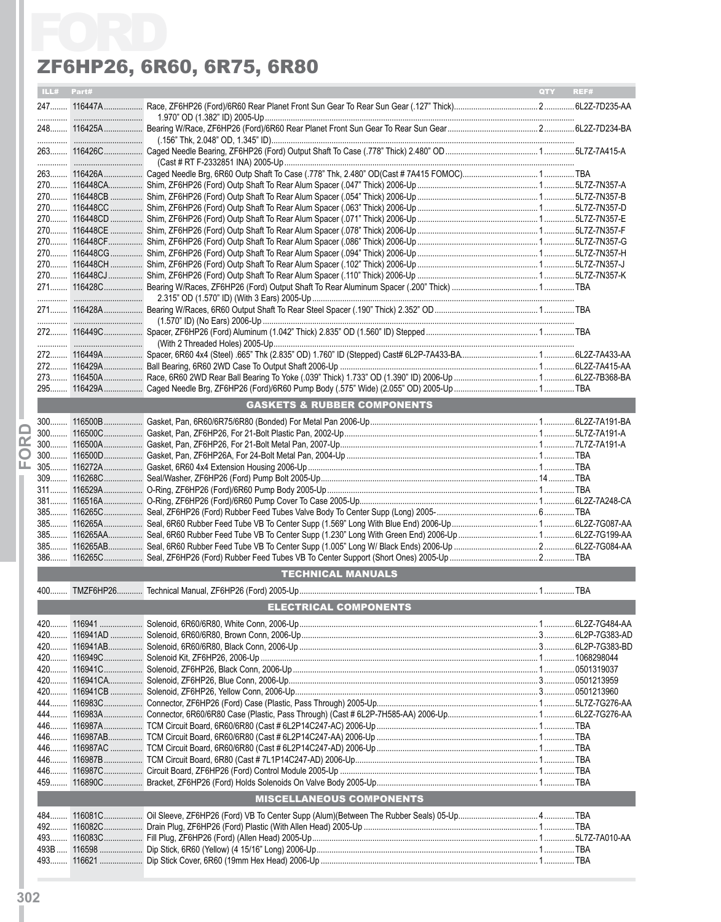# ZF6HP26, 6R60, 6R75, 6R80

| ILL# | Part# | | QTY | REF# |
|---|---|---|---|---|
| 247 | 116447A | Race, ZF6HP26 (Ford)/6R60 Rear Planet Front Sun Gear To Rear Sun Gear (.127" Thick) 1.970" OD (1.382" ID) 2005-Up | 2 | 6L2Z-7D235-AA |
| 248 | 116425A | Bearing W/Race, ZF6HP26 (Ford)/6R60 Rear Planet Front Sun Gear To Rear Sun Gear (.156" Thk, 2.048" OD, 1.345" ID) | 2 | 6L2Z-7D234-BA |
| 263 | 116426C | Caged Needle Bearing, ZF6HP26 (Ford) Output Shaft To Case (.778" Thick) 2.480" OD (Cast # RT F-2332851 INA) 2005-Up | 1 | 5L7Z-7A415-A |
| 263 | 116426A | Caged Needle Brg, 6R60 Outp Shaft To Case (.778" Thk, 2.480" OD(Cast # 7A415 FOMOC) | 1 | TBA |
| 270 | 116448CA | Shim, ZF6HP26 (Ford) Outp Shaft To Rear Alum Spacer (.047" Thick) 2006-Up | 1 | 5L7Z-7N357-A |
| 270 | 116448CB | Shim, ZF6HP26 (Ford) Outp Shaft To Rear Alum Spacer (.054" Thick) 2006-Up | 1 | 5L7Z-7N357-B |
| 270 | 116448CC | Shim, ZF6HP26 (Ford) Outp Shaft To Rear Alum Spacer (.063" Thick) 2006-Up | 1 | 5L7Z-7N357-D |
| 270 | 116448CD | Shim, ZF6HP26 (Ford) Outp Shaft To Rear Alum Spacer (.071" Thick) 2006-Up | 1 | 5L7Z-7N357-E |
| 270 | 116448CE | Shim, ZF6HP26 (Ford) Outp Shaft To Rear Alum Spacer (.078" Thick) 2006-Up | 1 | 5L7Z-7N357-F |
| 270 | 116448CF | Shim, ZF6HP26 (Ford) Outp Shaft To Rear Alum Spacer (.086" Thick) 2006-Up | 1 | 5L7Z-7N357-G |
| 270 | 116448CG | Shim, ZF6HP26 (Ford) Outp Shaft To Rear Alum Spacer (.094" Thick) 2006-Up | 1 | 5L7Z-7N357-H |
| 270 | 116448CH | Shim, ZF6HP26 (Ford) Outp Shaft To Rear Alum Spacer (.102" Thick) 2006-Up | 1 | 5L7Z-7N357-J |
| 270 | 116448CJ | Shim, ZF6HP26 (Ford) Outp Shaft To Rear Alum Spacer (.110" Thick) 2006-Up | 1 | 5L7Z-7N357-K |
| 271 | 116428C | Bearing W/Races, ZF6HP26 (Ford) Output Shaft To Rear Aluminum Spacer (.200" Thick) 2.315" OD (1.570" ID) (With 3 Ears) 2005-Up | 1 | TBA |
| 271 | 116428A | Bearing W/Races, 6R60 Output Shaft To Rear Steel Spacer (.190" Thick) 2.352" OD (1.570" ID) (No Ears) 2006-Up | 1 | TBA |
| 272 | 116449C | Spacer, ZF6HP26 (Ford) Aluminum (1.042" Thick) 2.835" OD (1.560" ID) Stepped (With 2 Threaded Holes) 2005-Up | 1 | TBA |
| 272 | 116449A | Spacer, 6R60 4x4 (Steel) .665" Thk (2.835" OD) 1.760" ID) (Stepped) Cast# 6L2P-7A433-BA | 1 | 6L2Z-7A433-AA |
| 272 | 116429A | Ball Bearing, 6R60 2WD Case To Output Shaft 2006-Up | 1 | 6L2Z-7A415-AA |
| 273 | 116450A | Race, 6R60 2WD Rear Ball Bearing To Yoke (.039" Thick) 1.733" OD (1.390" ID) 2006-Up | 1 | 6L2Z-7B368-BA |
| 295 | 116429A | Caged Needle Brg, ZF6HP26 (Ford)/6R60 Pump Body (.575" Wide) (2.055" OD) 2005-Up | 1 | TBA |
| | | **GASKETS & RUBBER COMPONENTS** | | |
| 300 | 116500B | Gasket, Pan, 6R60/6R75/6R80 (Bonded) For Metal Pan 2006-Up | 1 | 6L2Z-7A191-BA |
| 300 | 116500C | Gasket, Pan, ZF6HP26, For 21-Bolt Plastic Pan, 2002-Up | 1 | 5L7Z-7A191-A |
| 300 | 116500A | Gasket, Pan, ZF6HP26, For 21-Bolt Metal Pan, 2007-Up | 1 | 7L7Z-7A191-A |
| 300 | 116500D | Gasket, Pan, ZF6HP26A, For 24-Bolt Metal Pan, 2004-Up | 1 | TBA |
| 305 | 116272A | Gasket, 6R60 4x4 Extension Housing 2006-Up | 1 | TBA |
| 309 | 116268C | Seal/Washer, ZF6HP26 (Ford) Pump Bolt 2005-Up | 14 | TBA |
| 311 | 116529A | O-Ring, ZF6HP26 (Ford)/6R60 Pump Body 2005-Up | 1 | TBA |
| 381 | 116516A | O-Ring, ZF6HP26 (Ford)/6R60 Pump Cover To Case 2005-Up | 1 | 6L2Z-7A248-CA |
| 385 | 116265C | Seal, ZF6HP26 (Ford) Rubber Feed Tubes Valve Body To Center Supp (Long) 2005- | 6 | TBA |
| 385 | 116265A | Seal, 6R60 Rubber Feed Tube VB To Center Supp (1.569" Long With Blue End) 2006-Up | 1 | 6L2Z-7G087-AA |
| 385 | 116265AA | Seal, 6R60 Rubber Feed Tube VB To Center Supp (1.230" Long With Green End) 2006-Up | 1 | 6L2Z-7G199-AA |
| 385 | 116265AB | Seal, 6R60 Rubber Feed Tube VB To Center Supp (1.005" Long W/ Black Ends) 2006-Up | 2 | 6L2Z-7G084-AA |
| 386 | 116265C | Seal, ZF6HP26 (Ford) Rubber Feed Tubes VB To Center Support (Short Ones) 2005-Up | 2 | TBA |
| | | **TECHNICAL MANUALS** | | |
| 400 | TMZF6HP26 | Technical Manual, ZF6HP26 (Ford) 2005-Up | 1 | TBA |
| | | **ELECTRICAL COMPONENTS** | | |
| 420 | 116941 | Solenoid, 6R60/6R80, White Conn, 2006-Up | 1 | 6L2Z-7G484-AA |
| 420 | 116941AD | Solenoid, 6R60/6R80, Brown Conn, 2006-Up | 3 | 6L2P-7G383-AD |
| 420 | 116941AB | Solenoid, 6R60/6R80, Black Conn, 2006-Up | 3 | 6L2P-7G383-BD |
| 420 | 116949C | Solenoid Kit, ZF6HP26, 2006-Up | 1 | 1068298044 |
| 420 | 116941C | Solenoid, ZF6HP26, Black Conn, 2006-Up | 1 | 0501319037 |
| 420 | 116941CA | Solenoid, ZF6HP26, Blue Conn, 2006-Up | 3 | 0501213959 |
| 420 | 116941CB | Solenoid, ZF6HP26, Yellow Conn, 2006-Up | 3 | 0501213960 |
| 444 | 116983C | Connector, ZF6HP26 (Ford) Case (Plastic, Pass Through) 2005-Up | 1 | 5L7Z-7G276-AA |
| 444 | 116983A | Connector, 6R60/6R80 Case (Plastic, Pass Through) (Cast # 6L2P-7H585-AA) 2006-Up | 1 | 6L2Z-7G276-AA |
| 446 | 116987A | TCM Circuit Board, 6R60/6R80 (Cast # 6L2P14C247-AC) 2006-Up | 1 | TBA |
| 446 | 116987AB | TCM Circuit Board, 6R60/6R80 (Cast # 6L2P14C247-AA) 2006-Up | 1 | TBA |
| 446 | 116987AC | TCM Circuit Board, 6R60/6R80 (Cast # 6L2P14C247-AD) 2006-Up | 1 | TBA |
| 446 | 116987B | TCM Circuit Board, 6R80 (Cast # 7L1P14C247-AD) 2006-Up | 1 | TBA |
| 446 | 116987C | Circuit Board, ZF6HP26 (Ford) Control Module 2005-Up | 1 | TBA |
| 459 | 116890C | Bracket, ZF6HP26 (Ford) Holds Solenoids On Valve Body 2005-Up | 1 | TBA |
| | | **MISCELLANEOUS COMPONENTS** | | |
| 484 | 116081C | Oil Sleeve, ZF6HP26 (Ford) VB To Center Supp (Alum)(Between The Rubber Seals) 05-Up | 4 | TBA |
| 492 | 116082C | Drain Plug, ZF6HP26 (Ford) Plastic (With Allen Head) 2005-Up | 1 | TBA |
| 493 | 116083C | Fill Plug, ZF6HP26 (Ford) (Allen Head) 2005-Up | 1 | 5L7Z-7A010-AA |
| 493B | 116598 | Dip Stick, 6R60 (Yellow) (4 15/16" Long) 2006-Up | 1 | TBA |
| 493 | 116621 | Dip Stick Cover, 6R60 (19mm Hex Head) 2006-Up | 1 | TBA |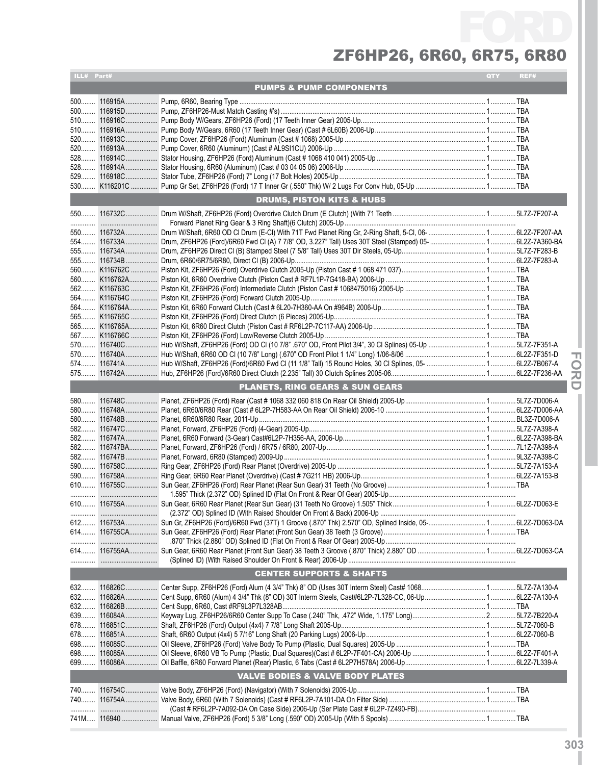# ZF6HP26, 6R60, 6R75, 6R80

| ILL# | Part# | | QTY | REF# |
|---|---|---|---|---|
| | | **PUMPS & PUMP COMPONENTS** | | |
| 500 | 116915A | Pump, 6R60, Bearing Type | 1 | TBA |
| 500 | 116915D | Pump, ZF6HP26-Must Match Casting #'s) | 1 | TBA |
| 510 | 116916C | Pump Body W/Gears, ZF6HP26 (Ford) (17 Teeth Inner Gear) 2005-Up | 1 | TBA |
| 510 | 116916A | Pump Body W/Gears, 6R60 (17 Teeth Inner Gear) (Cast # 6L60B) 2006-Up | 1 | TBA |
| 520 | 116913C | Pump Cover, ZF6HP26 (Ford) Aluminum (Cast # 1068) 2005-Up | 1 | TBA |
| 520 | 116913A | Pump Cover, 6R60 (Aluminum) (Cast # AL9SI1CU) 2006-Up | 1 | TBA |
| 528 | 116914C | Stator Housing, ZF6HP26 (Ford) Aluminum (Cast # 1068 410 041) 2005-Up | 1 | TBA |
| 528 | 116914A | Stator Housing, 6R60 (Aluminum) (Cast # 03 04 05 06) 2006-Up | 1 | TBA |
| 529 | 116918C | Stator Tube, ZF6HP26 (Ford) 7" Long (17 Bolt Holes) 2005-Up | 1 | TBA |
| 530 | K116201C | Pump Gr Set, ZF6HP26 (Ford) 17 T Inner Gr (.550" Thk) W/ 2 Lugs For Conv Hub, 05-Up | 1 | TBA |
| | | **DRUMS, PISTON KITS & HUBS** | | |
| 550 | 116732C | Drum W/Shaft, ZF6HP26 (Ford) Overdrive Clutch Drum (E Clutch) (With 71 Teeth Forward Planet Ring Gear & 3 Ring Shaft)(6 Clutch) 2005-Up | 1 | 5L7Z-7F207-A |
| 550 | 116732A | Drum W/Shaft, 6R60 OD Cl Drum (E-Cl) With 71T Fwd Planet Ring Gr, 2-Ring Shaft, 5-Cl, 06- | 1 | 6L2Z-7F207-AA |
| 554 | 116733A | Drum, ZF6HP26 (Ford)/6R60 Fwd Cl (A) 7 7/8" OD, 3.227" Tall) Uses 30T Steel (Stamped) 05- | 1 | 6L2Z-7A360-BA |
| 555 | 116734A | Drum, ZF6HP26 Direct Cl (B) Stamped Steel (7 5/8" Tall) Uses 30T Dir Steels, 05-Up | 1 | 5L7Z-7F283-B |
| 555 | 116734B | Drum, 6R60/6R75/6R80, Direct Cl (B) 2006-Up | 1 | 6L2Z-7F283-A |
| 560 | K116762C | Piston Kit, ZF6HP26 (Ford) Overdrive Clutch 2005-Up (Piston Cast # 1 068 471 037) | 1 | TBA |
| 560 | K116762A | Piston Kit, 6R60 Overdrive Clutch (Piston Cast # RF7L1P-7G418-BA) 2006-Up | 1 | TBA |
| 562 | K116763C | Piston Kit, ZF6HP26 (Ford) Intermediate Clutch (Piston Cast # 1068475016) 2005-Up | 1 | TBA |
| 564 | K116764C | Piston Kit, ZF6HP26 (Ford) Forward Clutch 2005-Up | 1 | TBA |
| 564 | K116764A | Piston Kit, 6R60 Forward Clutch (Cast # 6L20-7H360-AA On #964B) 2006-Up | 1 | TBA |
| 565 | K116765C | Piston Kit, ZF6HP26 (Ford) Direct Clutch (6 Pieces) 2005-Up | 1 | TBA |
| 565 | K116765A | Piston Kit, 6R60 Direct Clutch (Piston Cast # RF6L2P-7C117-AA) 2006-Up | 1 | TBA |
| 567 | K116766C | Piston Kit, ZF6HP26 (Ford) Low/Reverse Clutch 2005-Up | 1 | TBA |
| 570 | 116740C | Hub W/Shaft, ZF6HP26 (Ford) OD Cl (10 7/8" .670" OD, Front Pilot 3/4", 30 Cl Splines) 05-Up | 1 | 5L7Z-7F351-A |
| 570 | 116740A | Hub W/Shaft, 6R60 OD Cl (10 7/8" Long) .670" OD Front Pilot 1 1/4" Long) 1/06-8/06 | 1 | 6L2Z-7F351-D |
| 574 | 116741A | Hub W/Shaft, ZF6HP26 (Ford)/6R60 Fwd Cl (11 1/8" Tall) 15 Round Holes, 30 Cl Splines, 05- | 1 | 6L2Z-7B067-A |
| 575 | 116742A | Hub, ZF6HP26 (Ford)/6R60 Direct Clutch (2.235" Tall) 30 Clutch Splines 2005-06 | 1 | 6L2Z-7F236-AA |
| | | **PLANETS, RING GEARS & SUN GEARS** | | |
| 580 | 116748C | Planet, ZF6HP26 (Ford) Rear (Cast # 1068 332 060 818 On Rear Oil Shield) 2005-Up | 1 | 5L7Z-7D006-A |
| 580 | 116748A | Planet, 6R60/6R80 Rear (Cast # 6L2P-7H583-AA On Rear Oil Shield) 2006-10 | 1 | 6L2Z-7D006-AA |
| 580 | 116748B | Planet, 6R60/6R80 Rear, 2011-Up | 1 | BL3Z-7D006-A |
| 582 | 116747C | Planet, Forward, ZF6HP26 (Ford) (4-Gear) 2005-Up | 1 | 5L7Z-7A398-A |
| 582 | 116747A | Planet, 6R60 Forward (3-Gear) Cast#6L2P-7H356-AA, 2006-Up | 1 | 6L2Z-7A398-BA |
| 582 | 116747BA | Planet, Forward, ZF6HP26 (Ford) / 6R75 / 6R80, 2007-Up | 1 | 7L1Z-7A398-A |
| 582 | 116747B | Planet, Forward, 6R80 (Stamped) 2009-Up | 1 | 9L3Z-7A398-C |
| 590 | 116758C | Ring Gear, ZF6HP26 (Ford) Rear Planet (Overdrive) 2005-Up | 1 | 5L7Z-7A153-A |
| 590 | 116758A | Ring Gear, 6R60 Rear Planet (Overdrive) (Cast # 7G211 HB) 2006-Up | 1 | 6L2Z-7A153-B |
| 610 | 116755C | Sun Gear, ZF6HP26 (Ford) Rear Planet (Rear Sun Gear) 31 Teeth (No Groove) 1.595" Thick (2.372" OD) Splined ID (Flat On Front & Rear Of Gear) 2005-Up | 1 | TBA |
| 610 | 116755A | Sun Gear, 6R60 Rear Planet (Rear Sun Gear) (31 Teeth No Groove) 1.505" Thick (2.372" OD) Splined ID (With Raised Shoulder On Front & Back) 2006-Up | 1 | 6L2Z-7D063-E |
| 612 | 116753A | Sun Gr, ZF6HP26 (Ford)/6R60 Fwd (37T) 1 Groove (.870" Thk) 2.570" OD, Splined Inside, 05- | 1 | 6L2Z-7D063-DA |
| 614 | 116755CA | Sun Gear, ZF6HP26 (Ford) Rear Planet (Front Sun Gear) 38 Teeth (3 Groove) .870" Thick (2.880" OD) Splined ID (Flat On Front & Rear Of Gear) 2005-Up | 1 | TBA |
| 614 | 116755AA | Sun Gear, 6R60 Rear Planet (Front Sun Gear) 38 Teeth 3 Groove (.870" Thick) 2.880" OD (Splined ID) (With Raised Shoulder On Front & Rear) 2006-Up | 1 | 6L2Z-7D063-CA |
| | | **CENTER SUPPORTS & SHAFTS** | | |
| 632 | 116826C | Center Supp, ZF6HP26 (Ford) Alum (4 3/4" Thk) 8" OD (Uses 30T Interm Steel) Cast# 1068 | 1 | 5L7Z-7A130-A |
| 632 | 116826A | Cent Supp, 6R60 (Alum) 4 3/4" Thk (8" OD) 30T Interm Steels, Cast#6L2P-7L328-CC, 06-Up | 1 | 6L2Z-7A130-A |
| 632 | 116826B | Cent Supp, 6R60, Cast #RF9L3P7L328AB | 1 | TBA |
| 639 | 116084A | Keyway Lug, ZF6HP26/6R60 Center Supp To Case (.240" Thk, .472" Wide, 1.175" Long) | 2 | 5L7Z-7B220-A |
| 678 | 116851C | Shaft, ZF6HP26 (Ford) Output (4x4) 7 7/8" Long Shaft 2005-Up | 1 | 5L7Z-7060-B |
| 678 | 116851A | Shaft, 6R60 Output (4x4) 5 7/16" Long Shaft (20 Parking Lugs) 2006-Up | 1 | 6L2Z-7060-B |
| 698 | 116085C | Oil Sleeve, ZF6HP26 (Ford) Valve Body To Pump (Plastic, Dual Squares) 2005-Up | 1 | TBA |
| 698 | 116085A | Oil Sleeve, 6R60 VB To Pump (Plastic, Dual Squares)(Cast # 6L2P-7F401-CA) 2006-Up | 1 | 6L2Z-7F401-A |
| 699 | 116086A | Oil Baffle, 6R60 Forward Planet (Rear) Plastic, 6 Tabs (Cast # 6L2P7H578A) 2006-Up | 1 | 6L2Z-7L339-A |
| | | **VALVE BODIES & VALVE BODY PLATES** | | |
| 740 | 116754C | Valve Body, ZF6HP26 (Ford) (Navigator) (With 7 Solenoids) 2005-Up | 1 | TBA |
| 740 | 116754A | Valve Body, 6R60 (With 7 Solenoids) (Cast # RF6L2P-7A101-DA On Filter Side) (Cast # RF6L2P-7A092-DA On Case Side) 2006-Up (Ser Plate Cast # 6L2P-7Z490-FB) | 1 | TBA |
| 741M | 116940 | Manual Valve, ZF6HP26 (Ford) 5 3/8" Long (.590" OD) 2005-Up (With 5 Spools) | 1 | TBA |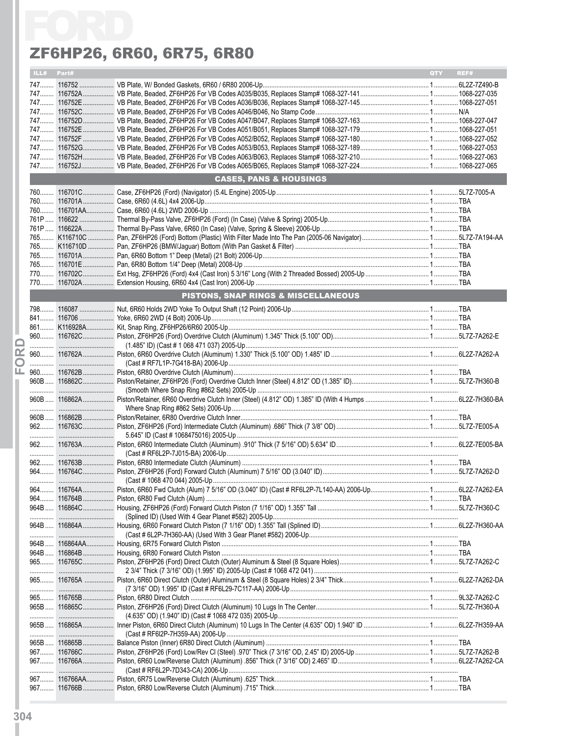# ZF6HP26, 6R60, 6R75, 6R80

| ILL# | Part# | | QTY | REF# |
|---|---|---|---|---|
| 747 | 116752 | VB Plate, W/ Bonded Gaskets, 6R60 / 6R80 2006-Up | 1 | 6L2Z-7Z490-B |
| 747 | 116752A | VB Plate, Beaded, ZF6HP26 For VB Codes A035/B035, Replaces Stamp# 1068-327-141 | 1 | 1068-227-035 |
| 747 | 116752E | VB Plate, Beaded, ZF6HP26 For VB Codes A036/B036, Replaces Stamp# 1068-327-145 | 1 | 1068-227-051 |
| 747 | 116752C | VB Plate, Beaded, ZF6HP26 For VB Codes A046/B046, No Stamp Code | 1 | N/A |
| 747 | 116752D | VB Plate, Beaded, ZF6HP26 For VB Codes A047/B047, Replaces Stamp# 1068-327-163 | 1 | 1068-227-047 |
| 747 | 116752E | VB Plate, Beaded, ZF6HP26 For VB Codes A051/B051, Replaces Stamp# 1068-327-179 | 1 | 1068-227-051 |
| 747 | 116752F | VB Plate, Beaded, ZF6HP26 For VB Codes A052/B052, Replaces Stamp# 1068-327-180 | 1 | 1068-227-052 |
| 747 | 116752G | VB Plate, Beaded, ZF6HP26 For VB Codes A053/B053, Replaces Stamp# 1068-327-189 | 1 | 1068-227-053 |
| 747 | 116752H | VB Plate, Beaded, ZF6HP26 For VB Codes A063/B063, Replaces Stamp# 1068-327-210 | 1 | 1068-227-063 |
| 747 | 116752J | VB Plate, Beaded, ZF6HP26 For VB Codes A065/B065, Replaces Stamp# 1068-327-224 | 1 | 1068-227-065 |
| | | **CASES, PANS & HOUSINGS** | | |
| 760 | 116701C | Case, ZF6HP26 (Ford) (Navigator) (5.4L Engine) 2005-Up | 1 | 5L7Z-7005-A |
| 760 | 116701A | Case, 6R60 (4.6L) 4x4 2006-Up | 1 | TBA |
| 760 | 116701AA | Case, 6R60 (4.6L) 2WD 2006-Up | 1 | TBA |
| 761P | 116622 | Thermal By-Pass Valve, ZF6HP26 (Ford) (In Case) (Valve & Spring) 2005-Up | 1 | TBA |
| 761P | 116622A | Thermal By-Pass Valve, 6R60 (In Case) (Valve, Spring & Sleeve) 2006-Up | 1 | TBA |
| 765 | K116710C | Pan, ZF6HP26 (Ford) Bottom (Plastic) With Filter Made Into The Pan (2005-06 Navigator) | 1 | 5L7Z-7A194-AA |
| 765 | K116710D | Pan, ZF6HP26 (BMW/Jaguar) Bottom (With Pan Gasket & Filter) | 1 | TBA |
| 765 | 116701A | Pan, 6R60 Bottom 1" Deep (Metal) (21 Bolt) 2006-Up | 1 | TBA |
| 765 | 116701E | Pan, 6R80 Bottom 1/4" Deep (Metal) 2008-Up | 1 | TBA |
| 770 | 116702C | Ext Hsg, ZF6HP26 (Ford) 4x4 (Cast Iron) 5 3/16" Long (With 2 Threaded Bossed) 2005-Up | 1 | TBA |
| 770 | 116702A | Extension Housing, 6R60 4x4 (Cast Iron) 2006-Up | 1 | TBA |
| | | **PISTONS, SNAP RINGS & MISCELLANEOUS** | | |
| 798 | 116087 | Nut, 6R60 Holds 2WD Yoke To Output Shaft (12 Point) 2006-Up | 1 | TBA |
| 841 | 116706 | Yoke, 6R60 2WD (4 Bolt) 2006-Up | 1 | TBA |
| 861 | K116928A | Kit, Snap Ring, ZF6HP26/6R60 2005-Up | 1 | TBA |
| 960 | 116762C | Piston, ZF6HP26 (Ford) Overdrive Clutch (Aluminum) 1.345" Thick (5.100" OD) (1.485" ID) (Cast # 1 068 471 037) 2005-Up | 1 | 5L7Z-7A262-E |
| 960 | 116762A | Piston, 6R60 Overdrive Clutch (Aluminum) 1.330" Thick (5.100" OD) 1.485" ID (Cast # RF7L1P-7G418-BA) 2006-Up | 1 | 6L2Z-7A262-A |
| 960 | 116762B | Piston, 6R80 Overdrive Clutch (Aluminum) | 1 | TBA |
| 960B | 116862C | Piston/Retainer, ZF6HP26 (Ford) Overdrive Clutch Inner (Steel) 4.812" OD (1.385" ID) (Smooth Where Snap Ring #862 Sets) 2005-Up | 1 | 5L7Z-7H360-B |
| 960B | 116862A | Piston/Retainer, 6R60 Overdrive Clutch Inner (Steel) (4.812" OD) 1.385" ID (With 4 Humps Where Snap Ring #862 Sets) 2006-Up | 1 | 6L2Z-7H360-BA |
| 960B | 116862B | Piston/Retainer, 6R80 Overdrive Clutch Inner | 1 | TBA |
| 962 | 116763C | Piston, ZF6HP26 (Ford) Intermediate Clutch (Aluminum) .686" Thick (7 3/8" OD) 5.645" ID (Cast # 1068475016) 2005-Up | 1 | 5L7Z-7E005-A |
| 962 | 116763A | Piston, 6R60 Intermediate Clutch (Aluminum) .910" Thick (7 5/16" OD) 5.634" ID (Cast # RF6L2P-7J015-BA) 2006-Up | 1 | 6L2Z-7E005-BA |
| 962 | 116763B | Piston, 6R80 Intermediate Clutch (Aluminum) | 1 | TBA |
| 964 | 116764C | Piston, ZF6HP26 (Ford) Forward Clutch (Aluminum) 7 5/16" OD (3.040" ID) (Cast # 1068 470 044) 2005-Up | 1 | 5L7Z-7A262-D |
| 964 | 116764A | Piston, 6R60 Fwd Clutch (Alum) 7 5/16" OD (3.040" ID) (Cast # RF6L2P-7L140-AA) 2006-Up | 1 | 6L2Z-7A262-EA |
| 964 | 116764B | Piston, 6R80 Fwd Clutch (Alum) | 1 | TBA |
| 964B | 116864C | Housing, ZF6HP26 (Ford) Forward Clutch Piston (7 1/16" OD) 1.355" Tall (Splined ID) (Used With 4 Gear Planet #582) 2005-Up | 1 | 5L7Z-7H360-C |
| 964B | 116864A | Housing, 6R60 Forward Clutch Piston (7 1/16" OD) 1.355" Tall (Splined ID) (Cast # 6L2P-7H360-AA) (Used With 3 Gear Planet #582) 2006-Up | 1 | 6L2Z-7H360-AA |
| 964B | 116864AA | Housing, 6R75 Forward Clutch Piston | 1 | TBA |
| 964B | 116864B | Housing, 6R80 Forward Clutch Piston | 1 | TBA |
| 965 | 116765C | Piston, ZF6HP26 (Ford) Direct Clutch (Outer) Aluminum & Steel (8 Square Holes) 2 3/4" Thick (7 3/16" OD) (1.995" ID) 2005-Up (Cast # 1068 472 041) | 1 | 5L7Z-7A262-C |
| 965 | 116765A | Piston, 6R60 Direct Clutch (Outer) Aluminum & Steel (8 Square Holes) 2 3/4" Thick (7 3/16" OD) 1.995" ID (Cast # RF6L29-7C117-AA) 2006-Up | 1 | 6L2Z-7A262-DA |
| 965 | 116765B | Piston, 6R80 Direct Clutch | 1 | 9L3Z-7A262-C |
| 965B | 116865C | Piston, ZF6HP26 (Ford) Direct Clutch (Aluminum) 10 Lugs In The Center (4.635" OD) (1.940" ID) (Cast # 1068 472 035) 2005-Up | 1 | 5L7Z-7H360-A |
| 965B | 116865A | Inner Piston, 6R60 Direct Clutch (Aluminum) 10 Lugs In The Center (4.635" OD) 1.940" ID (Cast # RF6l2P-7H359-AA) 2006-Up | 1 | 6L2Z-7H359-AA |
| 965B | 116865B | Balance Piston (Inner) 6R80 Direct Clutch (Aluminum) | 1 | TBA |
| 967 | 116766C | Piston, ZF6HP26 (Ford) Low/Rev Cl (Steel) .970" Thick (7 3/16" OD, 2.45" ID) 2005-Up | 1 | 5L7Z-7A262-B |
| 967 | 116766A | Piston, 6R60 Low/Reverse Clutch (Aluminum) .856" Thick (7 3/16" OD) 2.465" ID (Cast # RF6L2P-7D343-CA) 2006-Up | 1 | 6L2Z-7A262-CA |
| 967 | 116766AA | Piston, 6R75 Low/Reverse Clutch (Aluminum) .625" Thick | 1 | TBA |
| 967 | 116766B | Piston, 6R80 Low/Reverse Clutch (Aluminum) .715" Thick | 1 | TBA |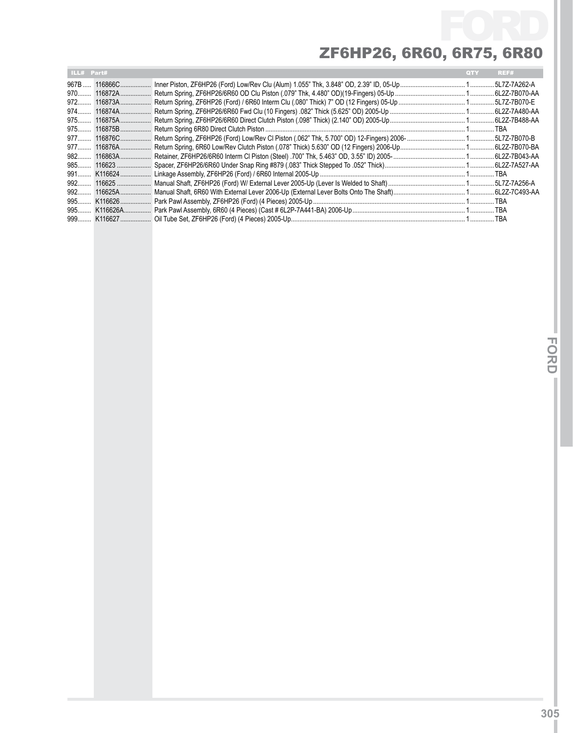# ZF6HP26, 6R60, 6R75, 6R80

| ILL# | Part# | | QTY | REF# |
|---|---|---|---|---|
| 967B | 116866C | Inner Piston, ZF6HP26 (Ford) Low/Rev Clu (Alum) 1.055" Thk, 3.848" OD, 2.39" ID, 05-Up | 1 | 5L7Z-7A262-A |
| 970 | 116872A | Return Spring, ZF6HP26/6R60 OD Clu Piston (.079" Thk, 4.480" OD)(19-Fingers) 05-Up | 1 | 6L2Z-7B070-AA |
| 972 | 116873A | Return Spring, ZF6HP26 (Ford) / 6R60 Interm Clu (.080" Thick) 7" OD (12 Fingers) 05-Up | 1 | 5L7Z-7B070-E |
| 974 | 116874A | Return Spring, ZF6HP26/6R60 Fwd Clu (10 Fingers) .082" Thick (5.625" OD) 2005-Up | 1 | 6L2Z-7A480-AA |
| 975 | 116875A | Return Spring, ZF6HP26/6R60 Direct Clutch Piston (.098" Thick) (2.140" OD) 2005-Up | 1 | 6L2Z-7B488-AA |
| 975 | 116875B | Return Spring 6R80 Direct Clutch Piston | 1 | TBA |
| 977 | 116876C | Return Spring, ZF6HP26 (Ford) Low/Rev Cl Piston (.062" Thk, 5.700" OD) 12-Fingers) 2006- | 1 | 5L7Z-7B070-B |
| 977 | 116876A | Return Spring, 6R60 Low/Rev Clutch Piston (.078" Thick) 5.630" OD (12 Fingers) 2006-Up | 1 | 6L2Z-7B070-BA |
| 982 | 116863A | Retainer, ZF6HP26/6R60 Interm Cl Piston (Steel) .700" Thk, 5.463" OD, 3.55" ID) 2005- | 1 | 6L2Z-7B043-AA |
| 985 | 116623 | Spacer, ZF6HP26/6R60 Under Snap Ring #879 (.083" Thick Stepped To .052" Thick) | 1 | 6L2Z-7A527-AA |
| 991 | K116624 | Linkage Assembly, ZF6HP26 (Ford) / 6R60 Internal 2005-Up | 1 | TBA |
| 992 | 116625 | Manual Shaft, ZF6HP26 (Ford) W/ External Lever 2005-Up (Lever Is Welded to Shaft) | 1 | 5L7Z-7A256-A |
| 992 | 116625A | Manual Shaft, 6R60 With External Lever 2006-Up (External Lever Bolts Onto The Shaft) | 1 | 6L2Z-7C493-AA |
| 995 | K116626 | Park Pawl Assembly, ZF6HP26 (Ford) (4 Pieces) 2005-Up | 1 | TBA |
| 995 | K116626A | Park Pawl Assembly, 6R60 (4 Pieces) (Cast # 6L2P-7A441-BA) 2006-Up | 1 | TBA |
| 999 | K116627 | Oil Tube Set, ZF6HP26 (Ford) (4 Pieces) 2005-Up | 1 | TBA |